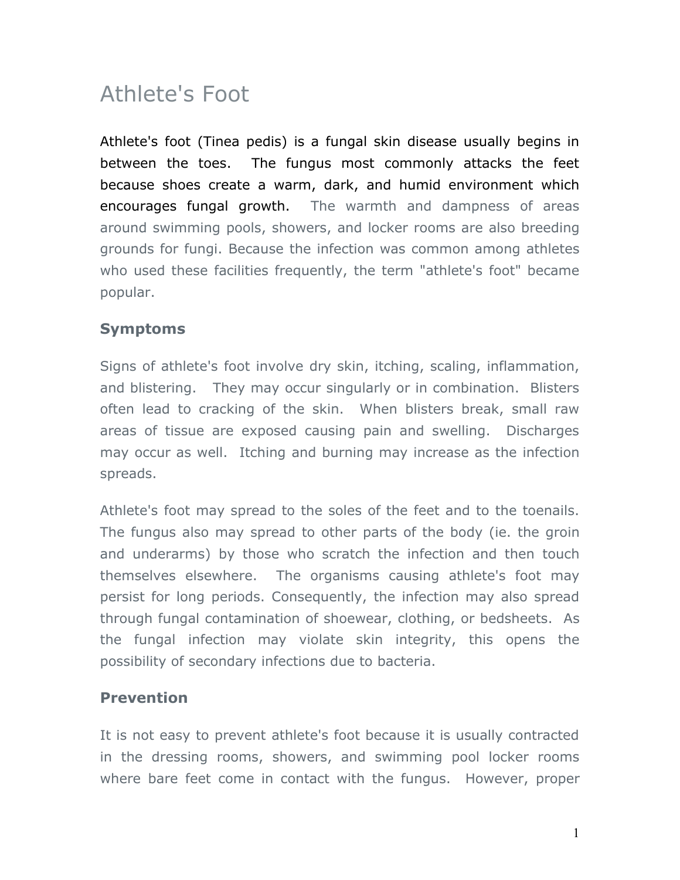# Athlete's Foot

Athlete's foot (Tinea pedis) is a fungal skin disease usually begins in between the toes. The fungus most commonly attacks the feet because shoes create a warm, dark, and humid environment which encourages fungal growth. The warmth and dampness of areas around swimming pools, showers, and locker rooms are also breeding grounds for fungi. Because the infection was common among athletes who used these facilities frequently, the term "athlete's foot" became popular.

## Symptoms

Signs of athlete's foot involve dry skin, itching, scaling, inflammation, and blistering. They may occur singularly or in combination. Blisters often lead to cracking of the skin. When blisters break, small raw areas of tissue are exposed causing pain and swelling. Discharges may occur as well. Itching and burning may increase as the infection spreads.

Athlete's foot may spread to the soles of the feet and to the toenails. The fungus also may spread to other parts of the body (ie. the groin and underarms) by those who scratch the infection and then touch themselves elsewhere. The organisms causing athlete's foot may persist for long periods. Consequently, the infection may also spread through fungal contamination of shoewear, clothing, or bedsheets. As the fungal infection may violate skin integrity, this opens the possibility of secondary infections due to bacteria.

## Prevention

It is not easy to prevent athlete's foot because it is usually contracted in the dressing rooms, showers, and swimming pool locker rooms where bare feet come in contact with the fungus. However, proper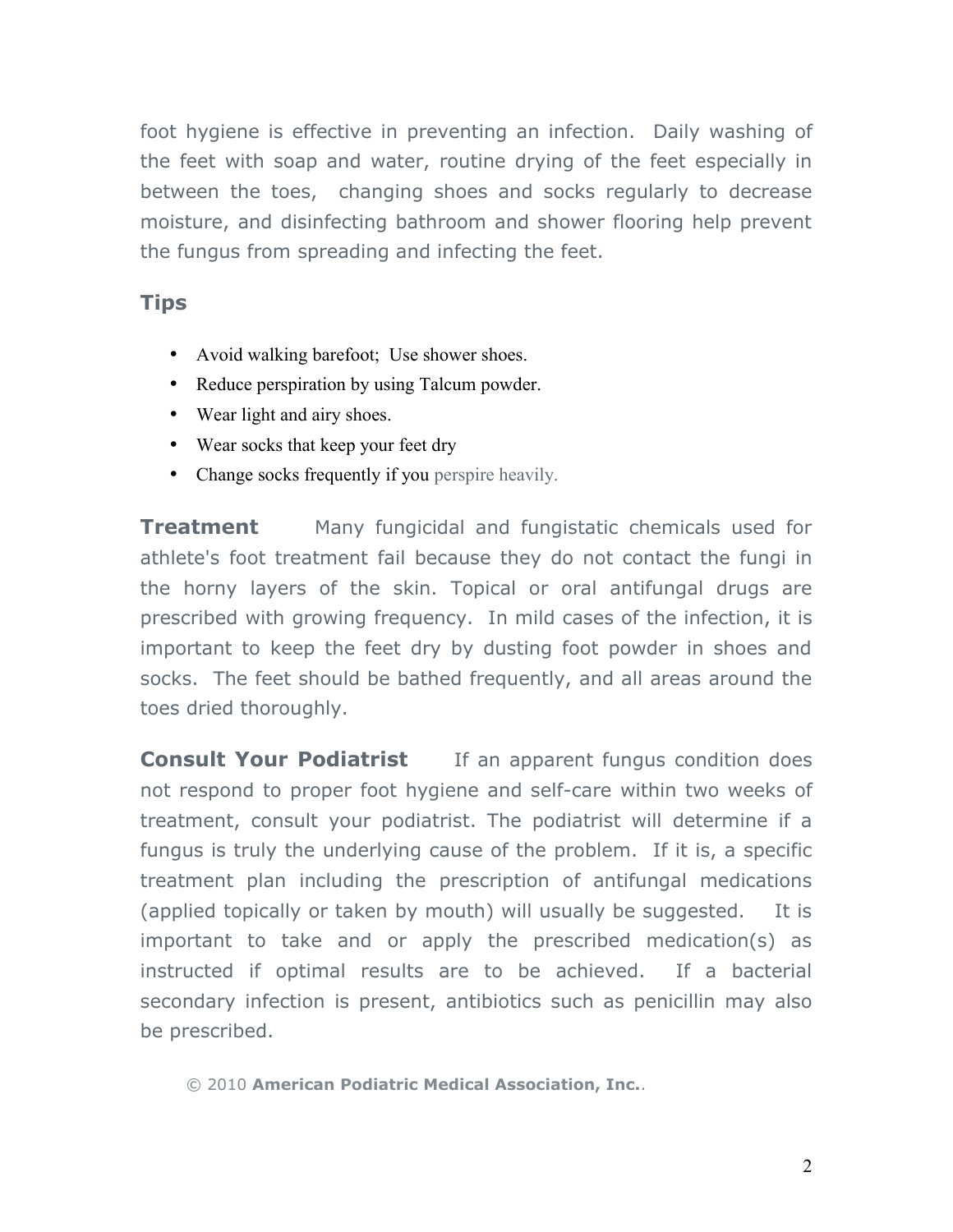foot hygiene is effective in preventing an infection. Daily washing of the feet with soap and water, routine drying of the feet especially in between the toes, changing shoes and socks regularly to decrease moisture, and disinfecting bathroom and shower flooring help prevent the fungus from spreading and infecting the feet.

## Tips

- Avoid walking barefoot; Use shower shoes.
- Reduce perspiration by using Talcum powder.
- Wear light and airy shoes.
- Wear socks that keep your feet dry
- Change socks frequently if you perspire heavily.

**Treatment** Many fungicidal and fungistatic chemicals used for athlete's foot treatment fail because they do not contact the fungi in the horny layers of the skin. Topical or oral antifungal drugs are prescribed with growing frequency. In mild cases of the infection, it is important to keep the feet dry by dusting foot powder in shoes and socks. The feet should be bathed frequently, and all areas around the toes dried thoroughly.

**Consult Your Podiatrist** If an apparent fungus condition does not respond to proper foot hygiene and self-care within two weeks of treatment, consult your podiatrist. The podiatrist will determine if a fungus is truly the underlying cause of the problem. If it is, a specific treatment plan including the prescription of antifungal medications (applied topically or taken by mouth) will usually be suggested. It is important to take and or apply the prescribed medication(s) as instructed if optimal results are to be achieved. If a bacterial secondary infection is present, antibiotics such as penicillin may also be prescribed.

© 2010 **American Podiatric Medical Association, Inc.**.